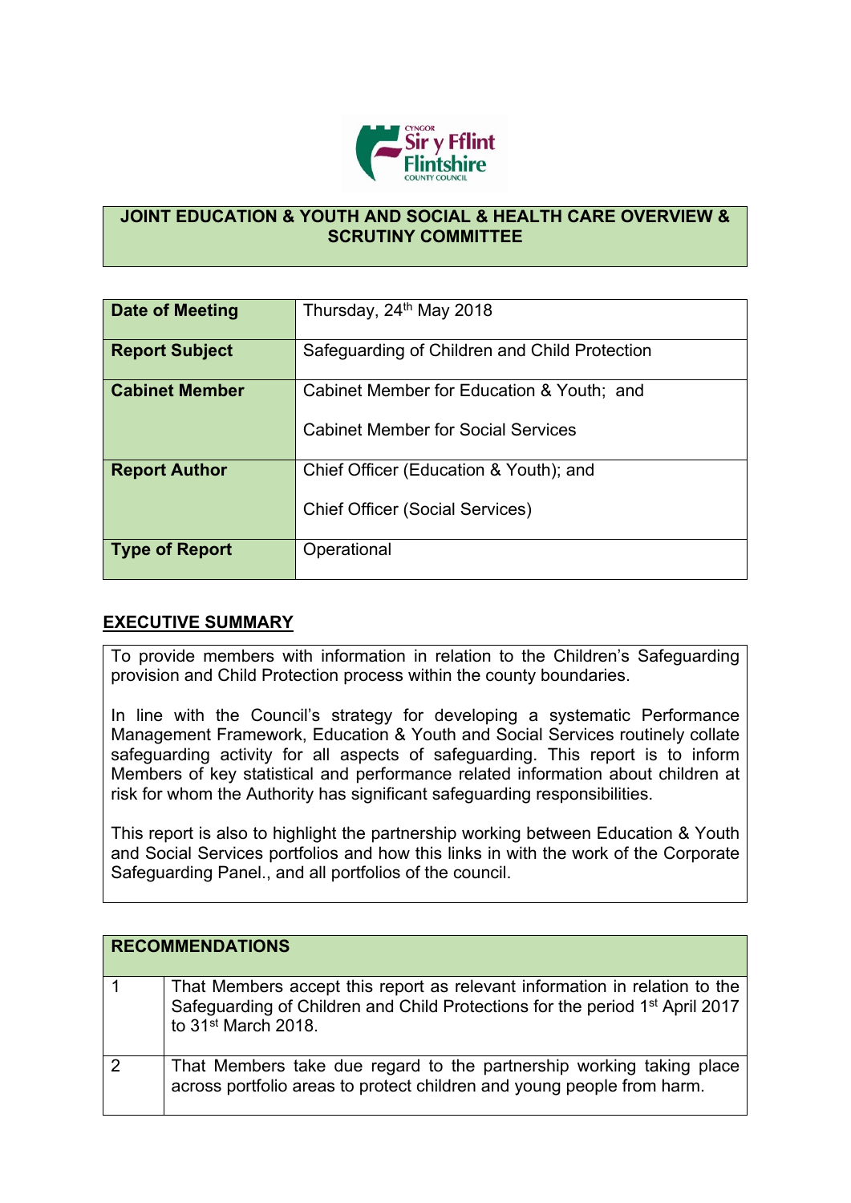## JOINT EDUCATION & YOUTH AND SOCIAL & HEALTH CARE OVERVIEW & SCRUTINY COMMITTEE

| | |
|---|---|
| **Date of Meeting** | Thursday, 24th May 2018 |
| **Report Subject** | Safeguarding of Children and Child Protection |
| **Cabinet Member** | Cabinet Member for Education & Youth; and<br><br>Cabinet Member for Social Services |
| **Report Author** | Chief Officer (Education & Youth); and<br><br>Chief Officer (Social Services) |
| **Type of Report** | Operational |

## EXECUTIVE SUMMARY

To provide members with information in relation to the Children's Safeguarding provision and Child Protection process within the county boundaries.

In line with the Council's strategy for developing a systematic Performance Management Framework, Education & Youth and Social Services routinely collate safeguarding activity for all aspects of safeguarding. This report is to inform Members of key statistical and performance related information about children at risk for whom the Authority has significant safeguarding responsibilities.

This report is also to highlight the partnership working between Education & Youth and Social Services portfolios and how this links in with the work of the Corporate Safeguarding Panel., and all portfolios of the council.

| RECOMMENDATIONS | |
|---|---|
| 1 | That Members accept this report as relevant information in relation to the Safeguarding of Children and Child Protections for the period 1st April 2017 to 31st March 2018. |
| 2 | That Members take due regard to the partnership working taking place across portfolio areas to protect children and young people from harm. |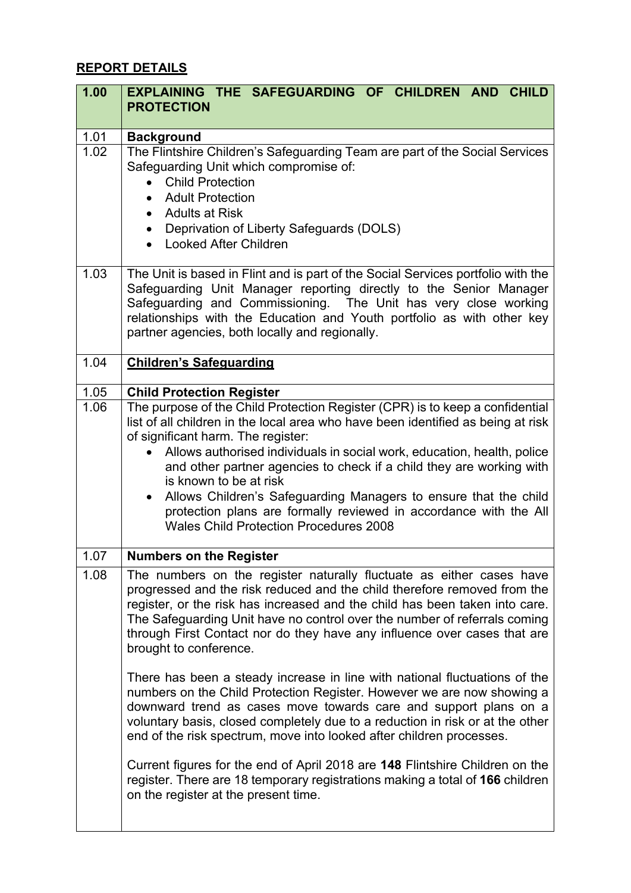## REPORT DETAILS

| 1.00 | **EXPLAINING THE SAFEGUARDING OF CHILDREN AND CHILD PROTECTION** |
|---|---|
| 1.01 | **Background** |
| 1.02 | The Flintshire Children's Safeguarding Team are part of the Social Services Safeguarding Unit which compromise of:<br>• Child Protection<br>• Adult Protection<br>• Adults at Risk<br>• Deprivation of Liberty Safeguards (DOLS)<br>• Looked After Children |
| 1.03 | The Unit is based in Flint and is part of the Social Services portfolio with the Safeguarding Unit Manager reporting directly to the Senior Manager Safeguarding and Commissioning. The Unit has very close working relationships with the Education and Youth portfolio as with other key partner agencies, both locally and regionally. |
| 1.04 | **Children's Safeguarding** |
| 1.05 | **Child Protection Register** |
| 1.06 | The purpose of the Child Protection Register (CPR) is to keep a confidential list of all children in the local area who have been identified as being at risk of significant harm. The register:<br>• Allows authorised individuals in social work, education, health, police and other partner agencies to check if a child they are working with is known to be at risk<br>• Allows Children's Safeguarding Managers to ensure that the child protection plans are formally reviewed in accordance with the All Wales Child Protection Procedures 2008 |
| 1.07 | **Numbers on the Register** |
| 1.08 | The numbers on the register naturally fluctuate as either cases have progressed and the risk reduced and the child therefore removed from the register, or the risk has increased and the child has been taken into care. The Safeguarding Unit have no control over the number of referrals coming through First Contact nor do they have any influence over cases that are brought to conference.<br><br>There has been a steady increase in line with national fluctuations of the numbers on the Child Protection Register. However we are now showing a downward trend as cases move towards care and support plans on a voluntary basis, closed completely due to a reduction in risk or at the other end of the risk spectrum, move into looked after children processes.<br><br>Current figures for the end of April 2018 are **148** Flintshire Children on the register. There are 18 temporary registrations making a total of **166** children on the register at the present time. |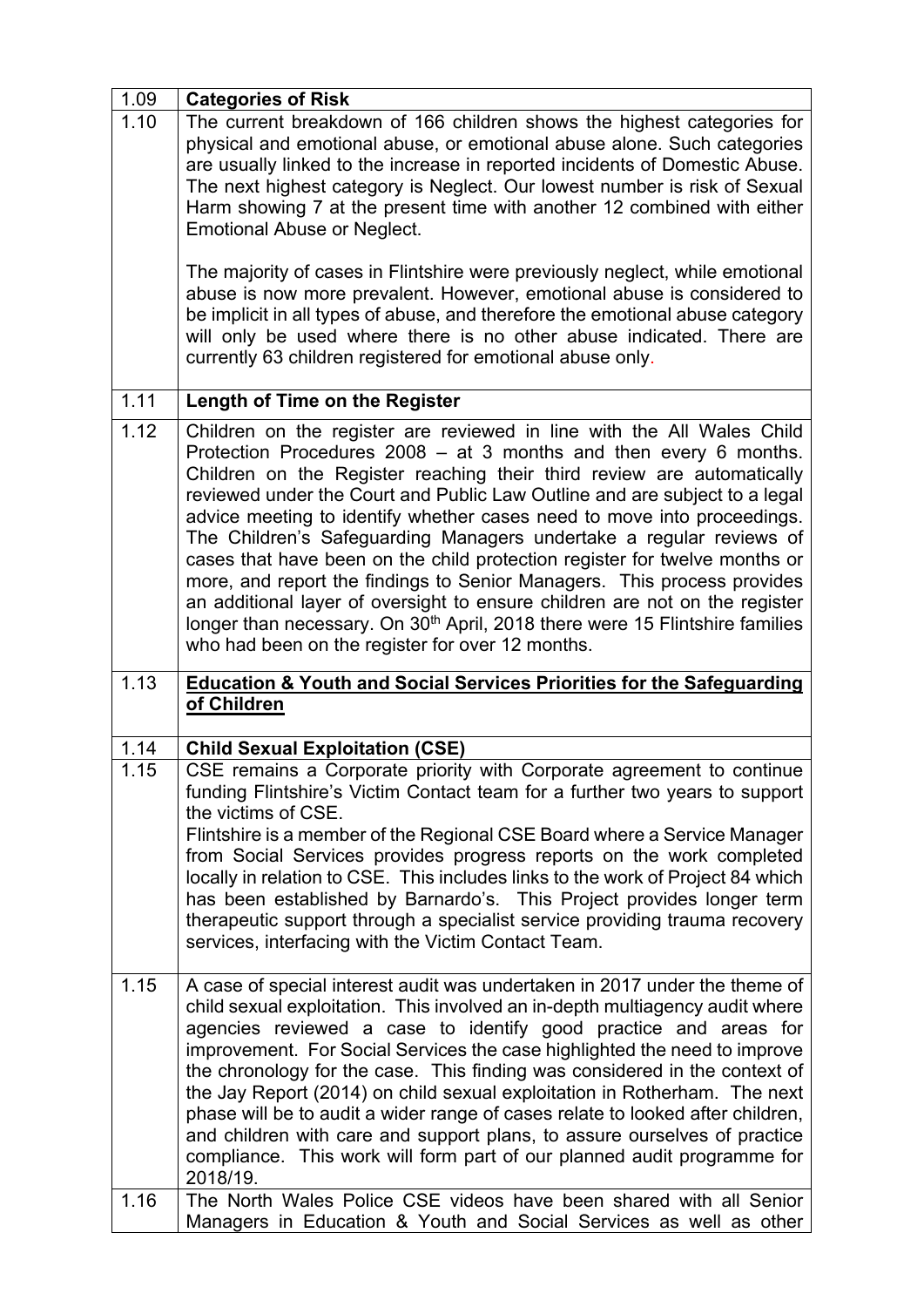| | |
|---|---|
| 1.09 | **Categories of Risk** |
| 1.10 | The current breakdown of 166 children shows the highest categories for physical and emotional abuse, or emotional abuse alone. Such categories are usually linked to the increase in reported incidents of Domestic Abuse. The next highest category is Neglect. Our lowest number is risk of Sexual Harm showing 7 at the present time with another 12 combined with either Emotional Abuse or Neglect.<br><br>The majority of cases in Flintshire were previously neglect, while emotional abuse is now more prevalent. However, emotional abuse is considered to be implicit in all types of abuse, and therefore the emotional abuse category will only be used where there is no other abuse indicated. There are currently 63 children registered for emotional abuse only. |
| 1.11 | **Length of Time on the Register** |
| 1.12 | Children on the register are reviewed in line with the All Wales Child Protection Procedures 2008 – at 3 months and then every 6 months. Children on the Register reaching their third review are automatically reviewed under the Court and Public Law Outline and are subject to a legal advice meeting to identify whether cases need to move into proceedings. The Children's Safeguarding Managers undertake a regular reviews of cases that have been on the child protection register for twelve months or more, and report the findings to Senior Managers. This process provides an additional layer of oversight to ensure children are not on the register longer than necessary. On 30th April, 2018 there were 15 Flintshire families who had been on the register for over 12 months. |
| 1.13 | **Education & Youth and Social Services Priorities for the Safeguarding of Children** |
| 1.14 | **Child Sexual Exploitation (CSE)** |
| 1.15 | CSE remains a Corporate priority with Corporate agreement to continue funding Flintshire's Victim Contact team for a further two years to support the victims of CSE.<br>Flintshire is a member of the Regional CSE Board where a Service Manager from Social Services provides progress reports on the work completed locally in relation to CSE. This includes links to the work of Project 84 which has been established by Barnardo's. This Project provides longer term therapeutic support through a specialist service providing trauma recovery services, interfacing with the Victim Contact Team. |
| 1.15 | A case of special interest audit was undertaken in 2017 under the theme of child sexual exploitation. This involved an in-depth multiagency audit where agencies reviewed a case to identify good practice and areas for improvement. For Social Services the case highlighted the need to improve the chronology for the case. This finding was considered in the context of the Jay Report (2014) on child sexual exploitation in Rotherham. The next phase will be to audit a wider range of cases relate to looked after children, and children with care and support plans, to assure ourselves of practice compliance. This work will form part of our planned audit programme for 2018/19. |
| 1.16 | The North Wales Police CSE videos have been shared with all Senior Managers in Education & Youth and Social Services as well as other |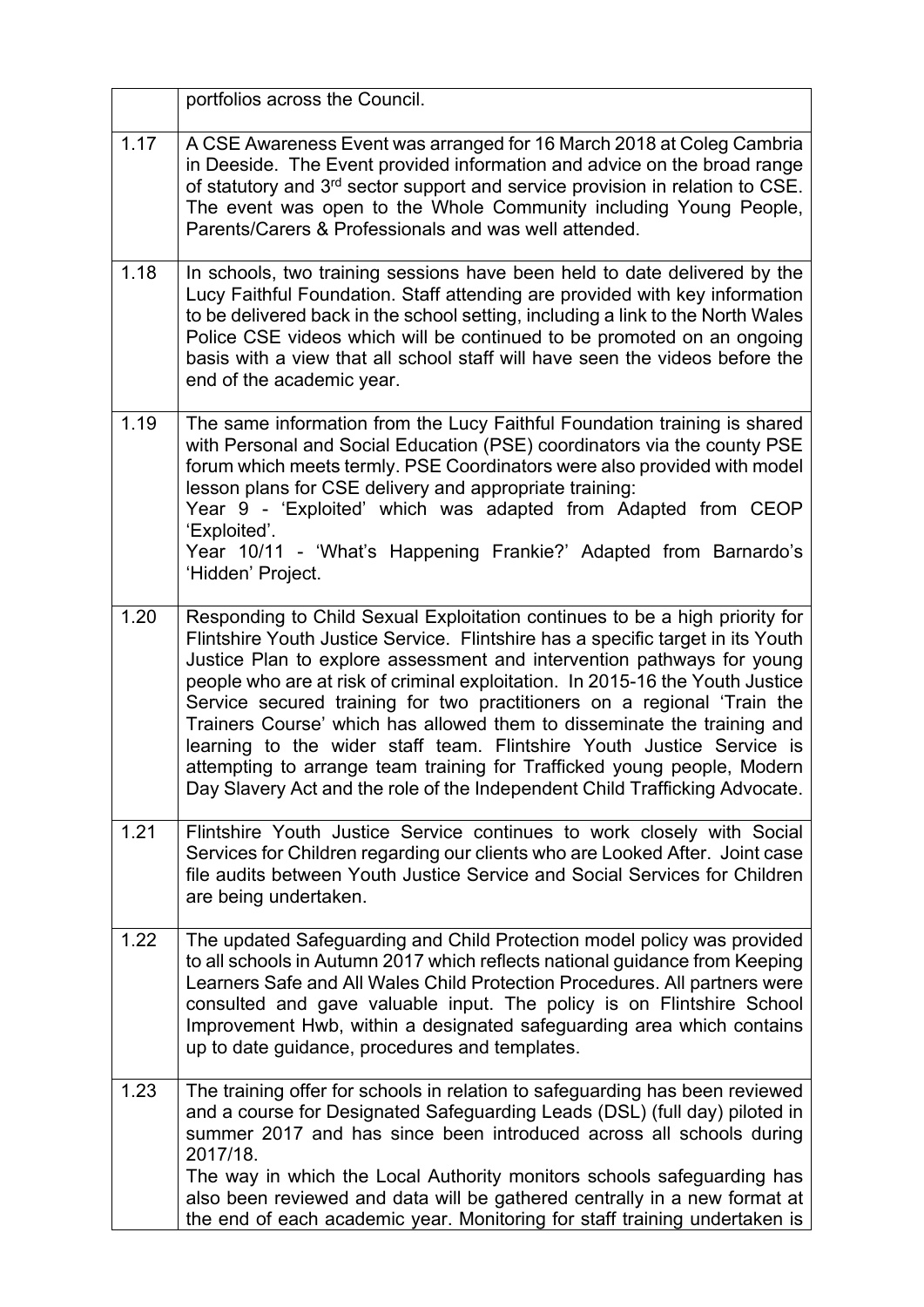|  |  |
|---|---|
|  | portfolios across the Council. |
| 1.17 | A CSE Awareness Event was arranged for 16 March 2018 at Coleg Cambria in Deeside. The Event provided information and advice on the broad range of statutory and 3rd sector support and service provision in relation to CSE. The event was open to the Whole Community including Young People, Parents/Carers & Professionals and was well attended. |
| 1.18 | In schools, two training sessions have been held to date delivered by the Lucy Faithful Foundation. Staff attending are provided with key information to be delivered back in the school setting, including a link to the North Wales Police CSE videos which will be continued to be promoted on an ongoing basis with a view that all school staff will have seen the videos before the end of the academic year. |
| 1.19 | The same information from the Lucy Faithful Foundation training is shared with Personal and Social Education (PSE) coordinators via the county PSE forum which meets termly. PSE Coordinators were also provided with model lesson plans for CSE delivery and appropriate training:<br>Year 9 - 'Exploited' which was adapted from Adapted from CEOP 'Exploited'.<br>Year 10/11 - 'What's Happening Frankie?' Adapted from Barnardo's 'Hidden' Project. |
| 1.20 | Responding to Child Sexual Exploitation continues to be a high priority for Flintshire Youth Justice Service. Flintshire has a specific target in its Youth Justice Plan to explore assessment and intervention pathways for young people who are at risk of criminal exploitation. In 2015-16 the Youth Justice Service secured training for two practitioners on a regional 'Train the Trainers Course' which has allowed them to disseminate the training and learning to the wider staff team. Flintshire Youth Justice Service is attempting to arrange team training for Trafficked young people, Modern Day Slavery Act and the role of the Independent Child Trafficking Advocate. |
| 1.21 | Flintshire Youth Justice Service continues to work closely with Social Services for Children regarding our clients who are Looked After. Joint case file audits between Youth Justice Service and Social Services for Children are being undertaken. |
| 1.22 | The updated Safeguarding and Child Protection model policy was provided to all schools in Autumn 2017 which reflects national guidance from Keeping Learners Safe and All Wales Child Protection Procedures. All partners were consulted and gave valuable input. The policy is on Flintshire School Improvement Hwb, within a designated safeguarding area which contains up to date guidance, procedures and templates. |
| 1.23 | The training offer for schools in relation to safeguarding has been reviewed and a course for Designated Safeguarding Leads (DSL) (full day) piloted in summer 2017 and has since been introduced across all schools during 2017/18.<br>The way in which the Local Authority monitors schools safeguarding has also been reviewed and data will be gathered centrally in a new format at the end of each academic year. Monitoring for staff training undertaken is |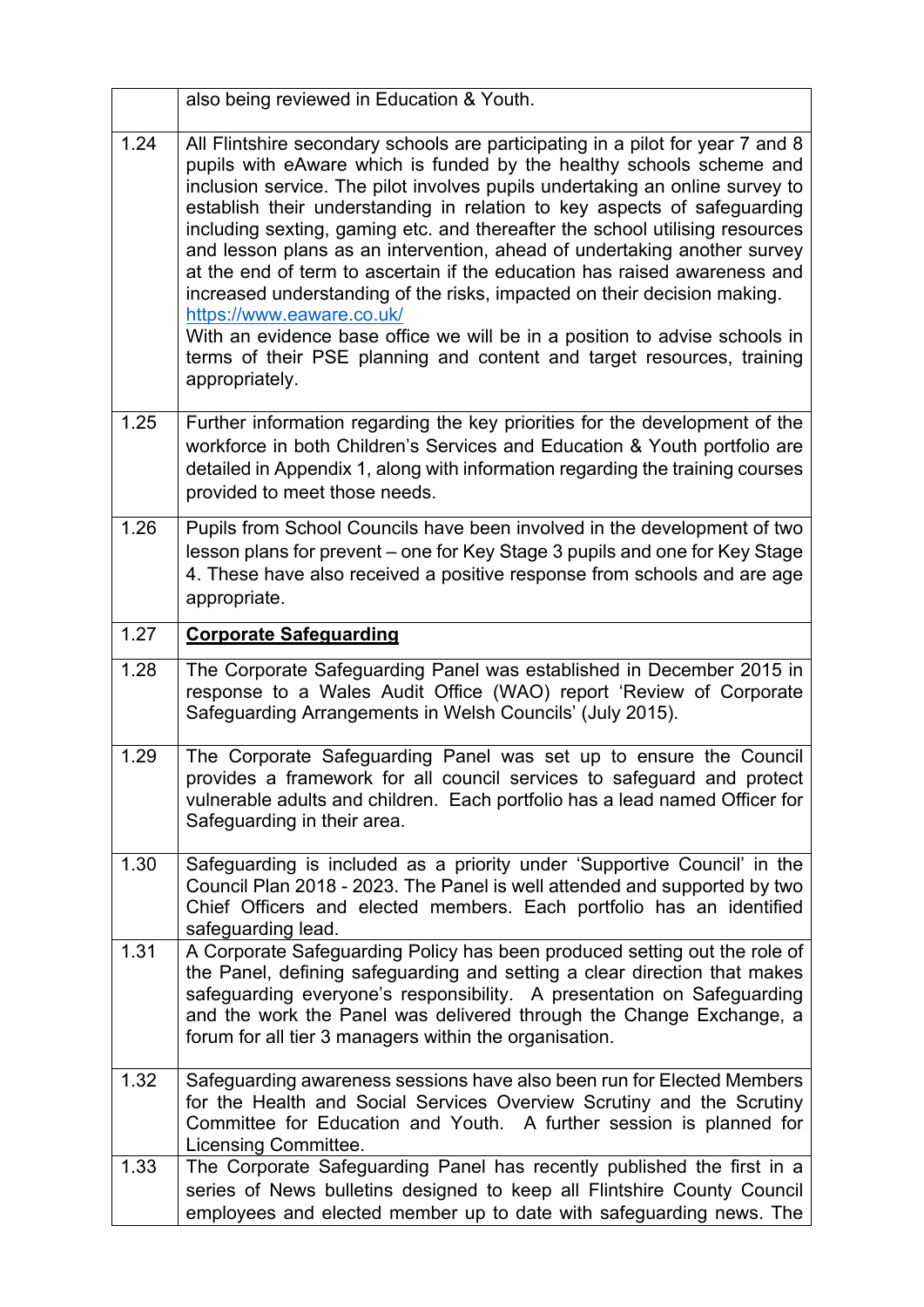|  |  |
| --- | --- |
|  | also being reviewed in Education & Youth. |
| 1.24 | All Flintshire secondary schools are participating in a pilot for year 7 and 8 pupils with eAware which is funded by the healthy schools scheme and inclusion service. The pilot involves pupils undertaking an online survey to establish their understanding in relation to key aspects of safeguarding including sexting, gaming etc. and thereafter the school utilising resources and lesson plans as an intervention, ahead of undertaking another survey at the end of term to ascertain if the education has raised awareness and increased understanding of the risks, impacted on their decision making. https://www.eaware.co.uk/ <br>With an evidence base office we will be in a position to advise schools in terms of their PSE planning and content and target resources, training appropriately. |
| 1.25 | Further information regarding the key priorities for the development of the workforce in both Children's Services and Education & Youth portfolio are detailed in Appendix 1, along with information regarding the training courses provided to meet those needs. |
| 1.26 | Pupils from School Councils have been involved in the development of two lesson plans for prevent – one for Key Stage 3 pupils and one for Key Stage 4. These have also received a positive response from schools and are age appropriate. |
| 1.27 | **Corporate Safeguarding** |
| 1.28 | The Corporate Safeguarding Panel was established in December 2015 in response to a Wales Audit Office (WAO) report 'Review of Corporate Safeguarding Arrangements in Welsh Councils' (July 2015). |
| 1.29 | The Corporate Safeguarding Panel was set up to ensure the Council provides a framework for all council services to safeguard and protect vulnerable adults and children. Each portfolio has a lead named Officer for Safeguarding in their area. |
| 1.30 | Safeguarding is included as a priority under 'Supportive Council' in the Council Plan 2018 - 2023. The Panel is well attended and supported by two Chief Officers and elected members. Each portfolio has an identified safeguarding lead. |
| 1.31 | A Corporate Safeguarding Policy has been produced setting out the role of the Panel, defining safeguarding and setting a clear direction that makes safeguarding everyone's responsibility. A presentation on Safeguarding and the work the Panel was delivered through the Change Exchange, a forum for all tier 3 managers within the organisation. |
| 1.32 | Safeguarding awareness sessions have also been run for Elected Members for the Health and Social Services Overview Scrutiny and the Scrutiny Committee for Education and Youth. A further session is planned for Licensing Committee. |
| 1.33 | The Corporate Safeguarding Panel has recently published the first in a series of News bulletins designed to keep all Flintshire County Council employees and elected member up to date with safeguarding news. The |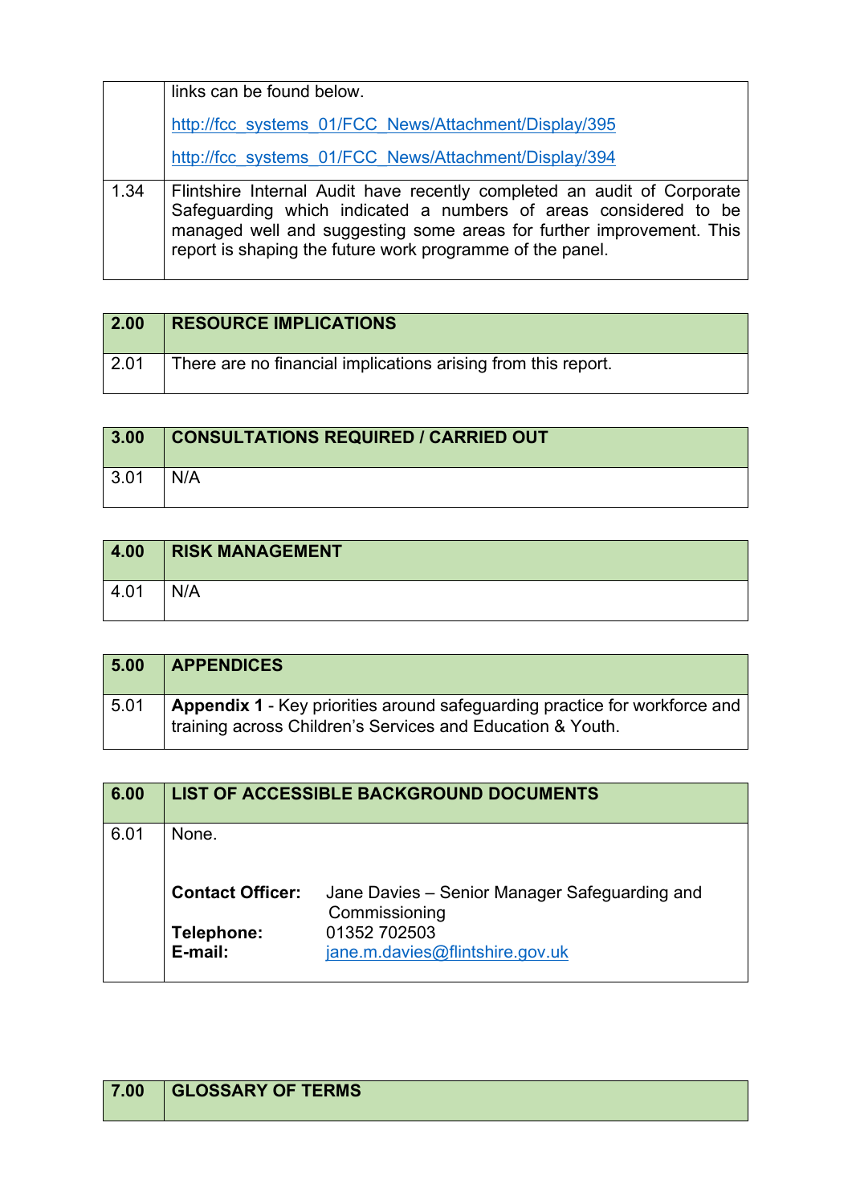| | links can be found below. <br> http://fcc_systems_01/FCC_News/Attachment/Display/395 <br> http://fcc_systems_01/FCC_News/Attachment/Display/394 |
|---|---|
| 1.34 | Flintshire Internal Audit have recently completed an audit of Corporate Safeguarding which indicated a numbers of areas considered to be managed well and suggesting some areas for further improvement. This report is shaping the future work programme of the panel. |

| 2.00 | RESOURCE IMPLICATIONS |
|---|---|
| 2.01 | There are no financial implications arising from this report. |

| 3.00 | CONSULTATIONS REQUIRED / CARRIED OUT |
|---|---|
| 3.01 | N/A |

| 4.00 | RISK MANAGEMENT |
|---|---|
| 4.01 | N/A |

| 5.00 | APPENDICES |
|---|---|
| 5.01 | **Appendix 1** - Key priorities around safeguarding practice for workforce and training across Children's Services and Education & Youth. |

| 6.00 | LIST OF ACCESSIBLE BACKGROUND DOCUMENTS |
|---|---|
| 6.01 | None. <br><br> **Contact Officer:** Jane Davies – Senior Manager Safeguarding and Commissioning <br> **Telephone:** 01352 702503 <br> **E-mail:** jane.m.davies@flintshire.gov.uk |

| 7.00 | GLOSSARY OF TERMS |
|---|---|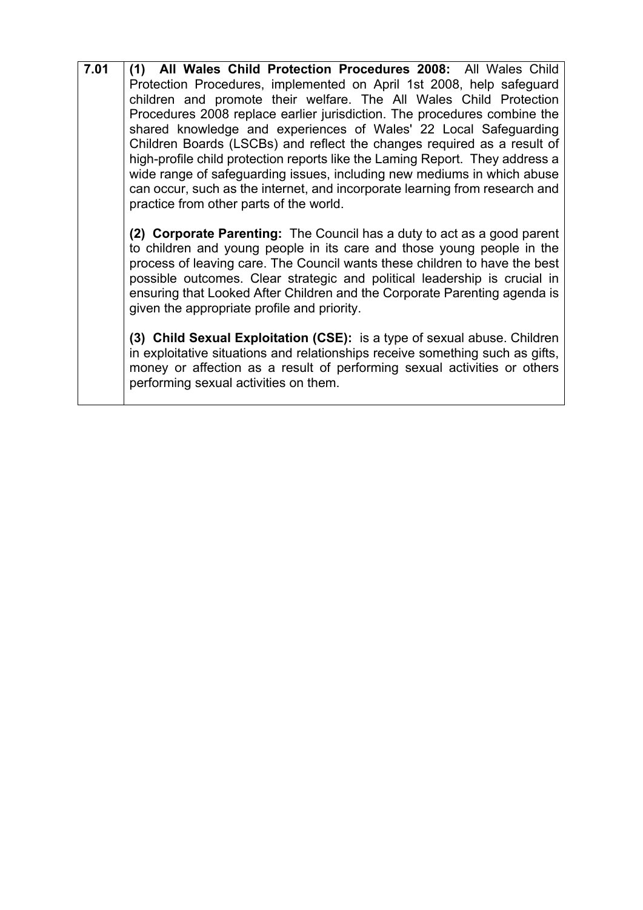| | |
|---|---|
| **7.01** | **(1) All Wales Child Protection Procedures 2008:** All Wales Child Protection Procedures, implemented on April 1st 2008, help safeguard children and promote their welfare. The All Wales Child Protection Procedures 2008 replace earlier jurisdiction. The procedures combine the shared knowledge and experiences of Wales' 22 Local Safeguarding Children Boards (LSCBs) and reflect the changes required as a result of high-profile child protection reports like the Laming Report. They address a wide range of safeguarding issues, including new mediums in which abuse can occur, such as the internet, and incorporate learning from research and practice from other parts of the world.<br><br>**(2) Corporate Parenting:** The Council has a duty to act as a good parent to children and young people in its care and those young people in the process of leaving care. The Council wants these children to have the best possible outcomes. Clear strategic and political leadership is crucial in ensuring that Looked After Children and the Corporate Parenting agenda is given the appropriate profile and priority.<br><br>**(3) Child Sexual Exploitation (CSE):** is a type of sexual abuse. Children in exploitative situations and relationships receive something such as gifts, money or affection as a result of performing sexual activities or others performing sexual activities on them. |